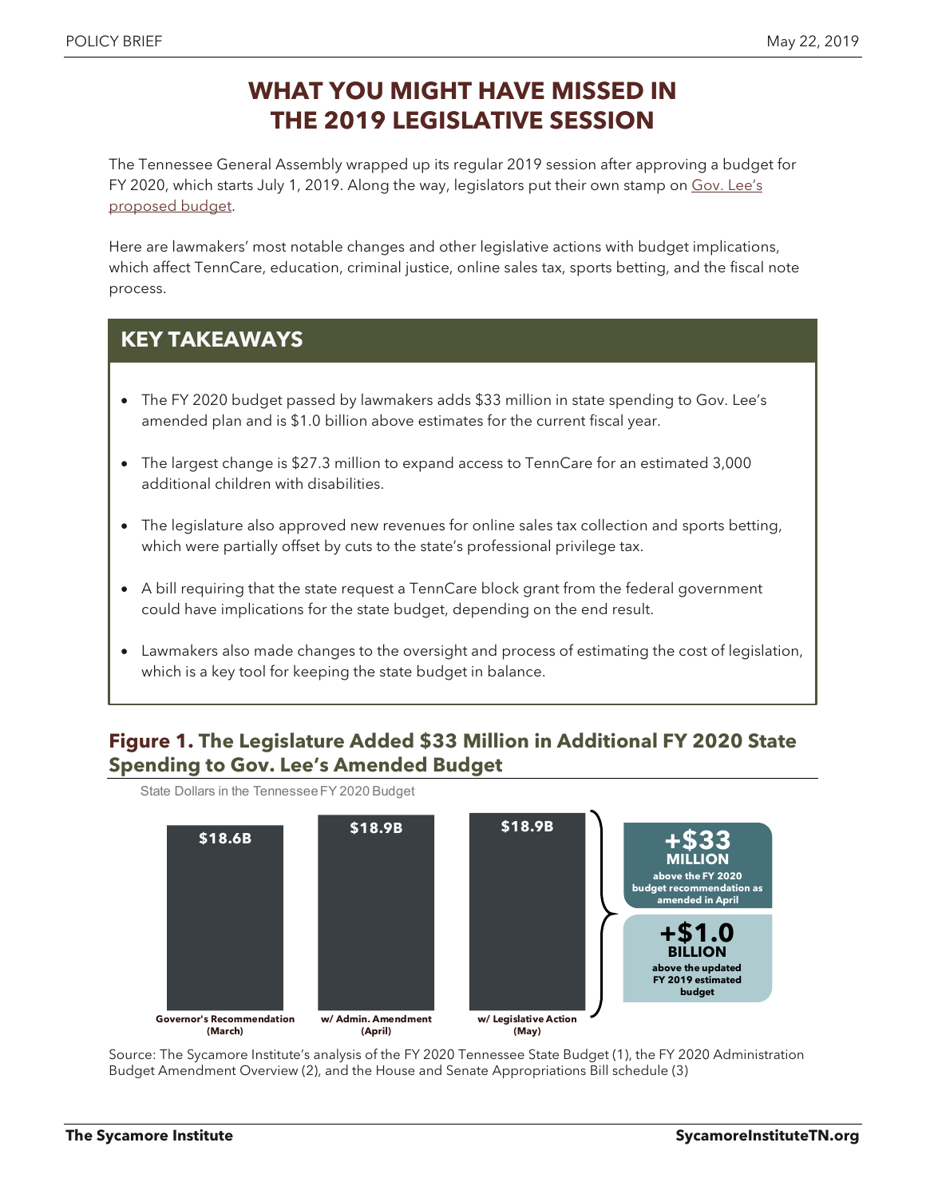# WHAT YOU MIGHT HAVE MISSED IN THE 2019 LEGISLATIVE SESSION

The Tennessee General Assembly wrapped up its regular 2019 session after approving a budget for FY 2020, which starts July 1, 2019. Along the way, legislators put their own stamp on Gov. Lee's proposed budget.

Here are lawmakers' most notable changes and other legislative actions with budget implications, which affect TennCare, education, criminal justice, online sales tax, sports betting, and the fiscal note process.

## KEY TAKEAWAYS

- The FY 2020 budget passed by lawmakers adds $33 million in state spending to Gov. Lee's amended plan and is $1.0 billion above estimates for the current fiscal year.
- The largest change is $27.3 million to expand access to TennCare for an estimated 3,000 additional children with disabilities.
- The legislature also approved new revenues for online sales tax collection and sports betting, which were partially offset by cuts to the state's professional privilege tax.
- A bill requiring that the state request a TennCare block grant from the federal government could have implications for the state budget, depending on the end result.
- Lawmakers also made changes to the oversight and process of estimating the cost of legislation, which is a key tool for keeping the state budget in balance.

### Figure 1. The Legislature Added $33 Million in Additional FY 2020 State Spending to Gov. Lee's Amended Budget

State Dollars in the Tennessee FY 2020 Budget

| Governor's Recommendation (March) | w/ Admin. Amendment (April) | w/ Legislative Action (May) |
|---|---|---|
| $18.6B | $18.9B | $18.9B |

**+$33 MILLION** above the FY 2020 budget recommendation as amended in April

**+$1.0 BILLION** above the updated FY 2019 estimated budget

Source: The Sycamore Institute's analysis of the FY 2020 Tennessee State Budget (1), the FY 2020 Administration Budget Amendment Overview (2), and the House and Senate Appropriations Bill schedule (3)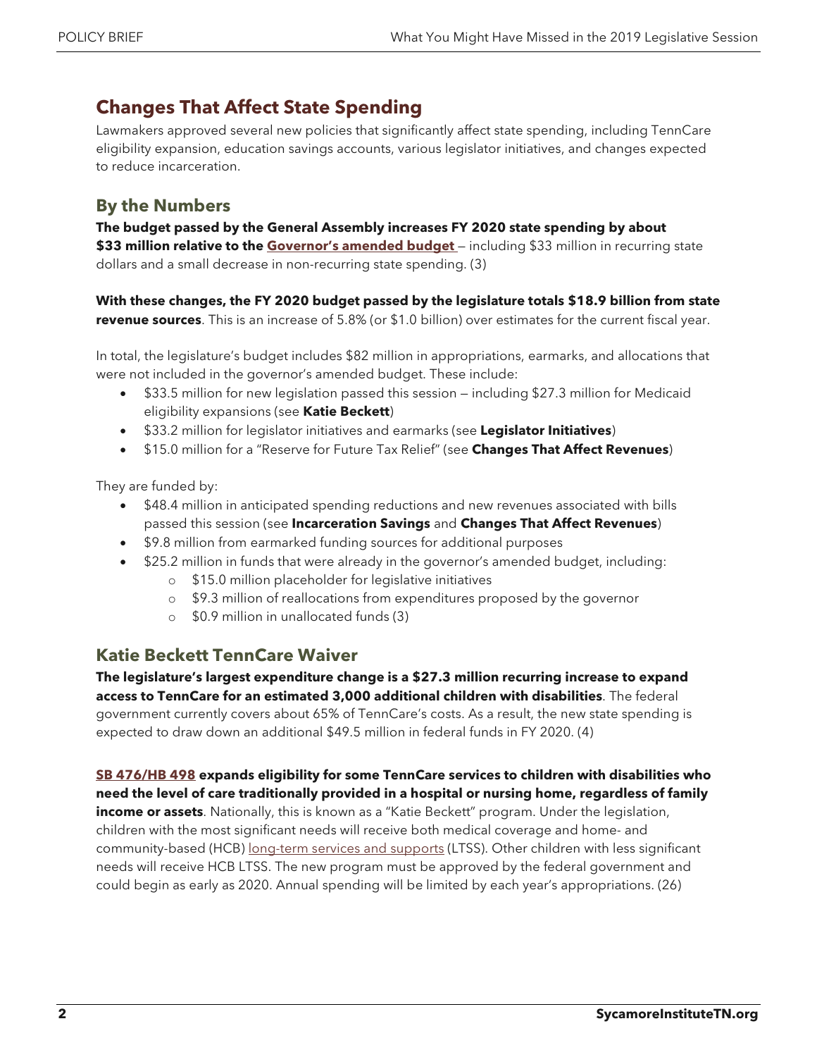## Changes That Affect State Spending

Lawmakers approved several new policies that significantly affect state spending, including TennCare eligibility expansion, education savings accounts, various legislator initiatives, and changes expected to reduce incarceration.

### By the Numbers

**The budget passed by the General Assembly increases FY 2020 state spending by about $33 million relative to the Governor's amended budget** — including $33 million in recurring state dollars and a small decrease in non-recurring state spending. (3)

**With these changes, the FY 2020 budget passed by the legislature totals $18.9 billion from state revenue sources**. This is an increase of 5.8% (or $1.0 billion) over estimates for the current fiscal year.

In total, the legislature's budget includes $82 million in appropriations, earmarks, and allocations that were not included in the governor's amended budget. These include:

- $33.5 million for new legislation passed this session — including $27.3 million for Medicaid eligibility expansions (see **Katie Beckett**)
- $33.2 million for legislator initiatives and earmarks (see **Legislator Initiatives**)
- $15.0 million for a "Reserve for Future Tax Relief" (see **Changes That Affect Revenues**)

They are funded by:

- $48.4 million in anticipated spending reductions and new revenues associated with bills passed this session (see **Incarceration Savings** and **Changes That Affect Revenues**)
- $9.8 million from earmarked funding sources for additional purposes
- $25.2 million in funds that were already in the governor's amended budget, including:
  - $15.0 million placeholder for legislative initiatives
  - $9.3 million of reallocations from expenditures proposed by the governor
  - $0.9 million in unallocated funds (3)

### Katie Beckett TennCare Waiver

**The legislature's largest expenditure change is a $27.3 million recurring increase to expand access to TennCare for an estimated 3,000 additional children with disabilities**. The federal government currently covers about 65% of TennCare's costs. As a result, the new state spending is expected to draw down an additional $49.5 million in federal funds in FY 2020. (4)

**SB 476/HB 498 expands eligibility for some TennCare services to children with disabilities who need the level of care traditionally provided in a hospital or nursing home, regardless of family income or assets**. Nationally, this is known as a "Katie Beckett" program. Under the legislation, children with the most significant needs will receive both medical coverage and home- and community-based (HCB) long-term services and supports (LTSS). Other children with less significant needs will receive HCB LTSS. The new program must be approved by the federal government and could begin as early as 2020. Annual spending will be limited by each year's appropriations. (26)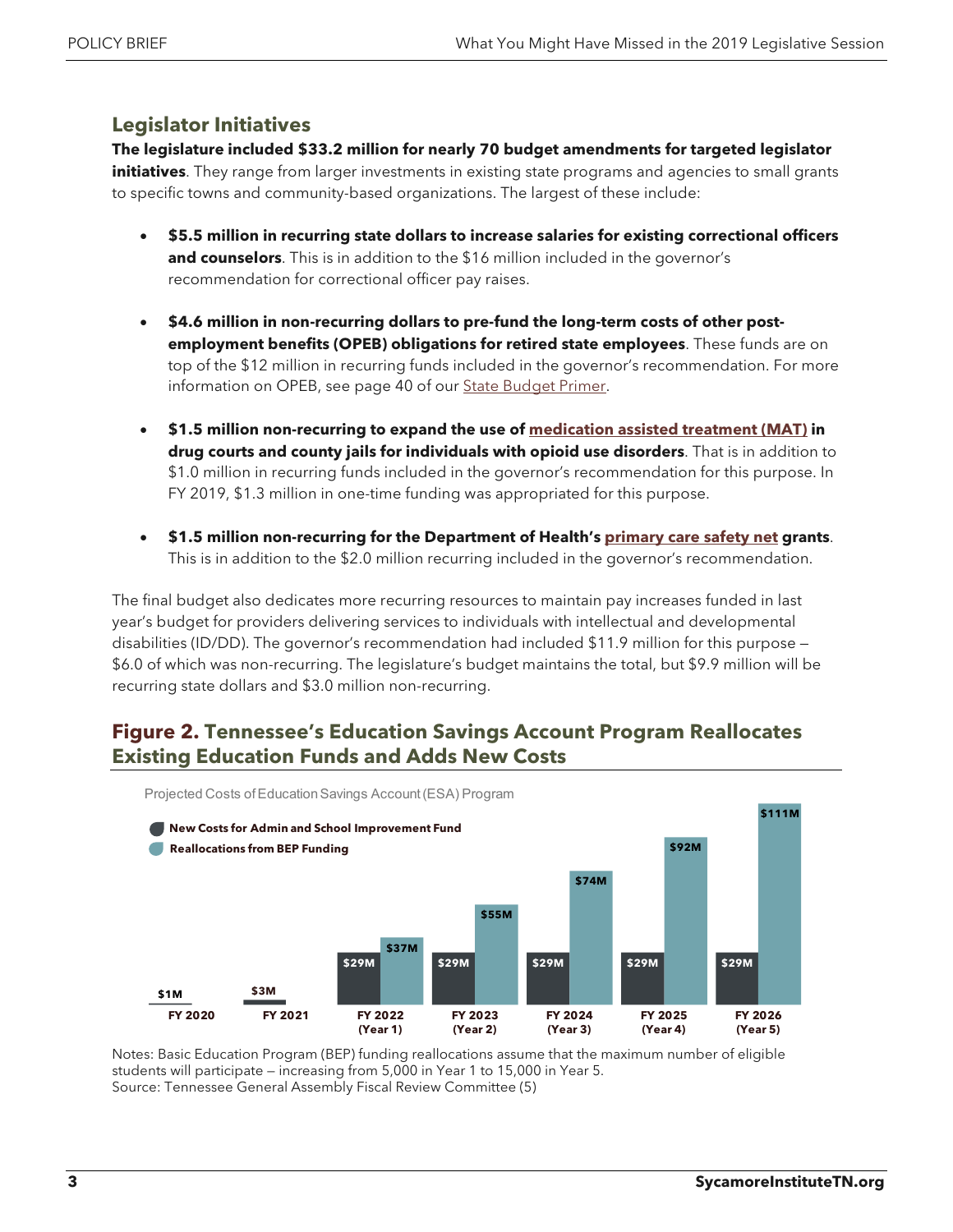## Legislator Initiatives

**The legislature included $33.2 million for nearly 70 budget amendments for targeted legislator initiatives**. They range from larger investments in existing state programs and agencies to small grants to specific towns and community-based organizations. The largest of these include:

- **$5.5 million in recurring state dollars to increase salaries for existing correctional officers and counselors**. This is in addition to the $16 million included in the governor's recommendation for correctional officer pay raises.

- **$4.6 million in non-recurring dollars to pre-fund the long-term costs of other post-employment benefits (OPEB) obligations for retired state employees**. These funds are on top of the $12 million in recurring funds included in the governor's recommendation. For more information on OPEB, see page 40 of our State Budget Primer.

- **$1.5 million non-recurring to expand the use of medication assisted treatment (MAT) in drug courts and county jails for individuals with opioid use disorders**. That is in addition to $1.0 million in recurring funds included in the governor's recommendation for this purpose. In FY 2019, $1.3 million in one-time funding was appropriated for this purpose.

- **$1.5 million non-recurring for the Department of Health's primary care safety net grants**. This is in addition to the $2.0 million recurring included in the governor's recommendation.

The final budget also dedicates more recurring resources to maintain pay increases funded in last year's budget for providers delivering services to individuals with intellectual and developmental disabilities (ID/DD). The governor's recommendation had included $11.9 million for this purpose — $6.0 of which was non-recurring. The legislature's budget maintains the total, but $9.9 million will be recurring state dollars and $3.0 million non-recurring.

## Figure 2. Tennessee's Education Savings Account Program Reallocates Existing Education Funds and Adds New Costs

Projected Costs of Education Savings Account (ESA) Program

| | New Costs for Admin and School Improvement Fund | Reallocations from BEP Funding |
|---|---|---|
| FY 2020 | $1M | |
| FY 2021 | $3M | |
| FY 2022 (Year 1) | $29M | $37M |
| FY 2023 (Year 2) | $29M | $55M |
| FY 2024 (Year 3) | $29M | $74M |
| FY 2025 (Year 4) | $29M | $92M |
| FY 2026 (Year 5) | $29M | $111M |

Notes: Basic Education Program (BEP) funding reallocations assume that the maximum number of eligible students will participate — increasing from 5,000 in Year 1 to 15,000 in Year 5.
Source: Tennessee General Assembly Fiscal Review Committee (5)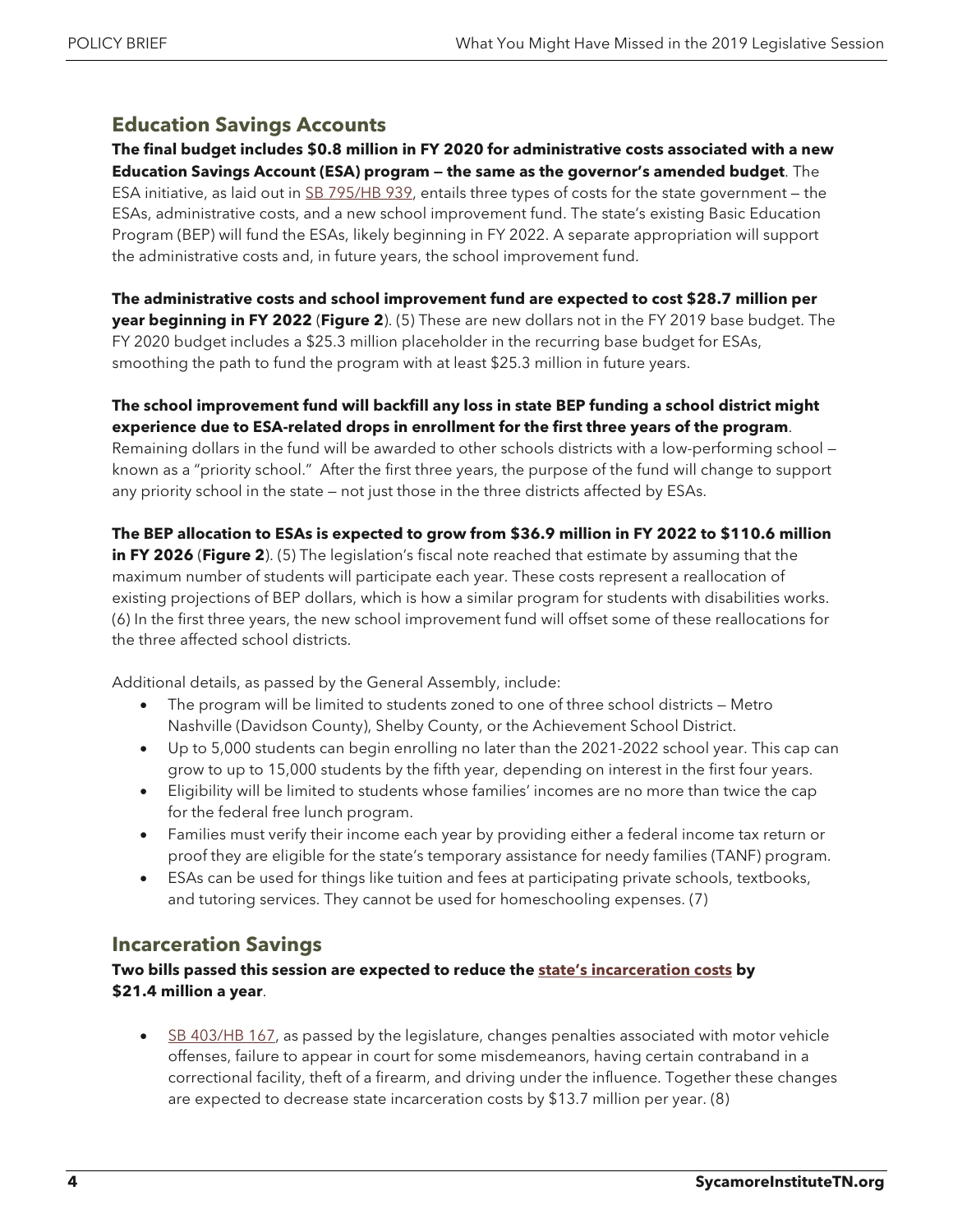## Education Savings Accounts

**The final budget includes $0.8 million in FY 2020 for administrative costs associated with a new Education Savings Account (ESA) program — the same as the governor's amended budget**. The ESA initiative, as laid out in SB 795/HB 939, entails three types of costs for the state government — the ESAs, administrative costs, and a new school improvement fund. The state's existing Basic Education Program (BEP) will fund the ESAs, likely beginning in FY 2022. A separate appropriation will support the administrative costs and, in future years, the school improvement fund.

**The administrative costs and school improvement fund are expected to cost $28.7 million per year beginning in FY 2022** (**Figure 2**). (5) These are new dollars not in the FY 2019 base budget. The FY 2020 budget includes a $25.3 million placeholder in the recurring base budget for ESAs, smoothing the path to fund the program with at least $25.3 million in future years.

**The school improvement fund will backfill any loss in state BEP funding a school district might experience due to ESA-related drops in enrollment for the first three years of the program**. Remaining dollars in the fund will be awarded to other schools districts with a low-performing school — known as a "priority school." After the first three years, the purpose of the fund will change to support any priority school in the state — not just those in the three districts affected by ESAs.

**The BEP allocation to ESAs is expected to grow from $36.9 million in FY 2022 to $110.6 million in FY 2026** (**Figure 2**). (5) The legislation's fiscal note reached that estimate by assuming that the maximum number of students will participate each year. These costs represent a reallocation of existing projections of BEP dollars, which is how a similar program for students with disabilities works. (6) In the first three years, the new school improvement fund will offset some of these reallocations for the three affected school districts.

Additional details, as passed by the General Assembly, include:

- The program will be limited to students zoned to one of three school districts — Metro Nashville (Davidson County), Shelby County, or the Achievement School District.
- Up to 5,000 students can begin enrolling no later than the 2021-2022 school year. This cap can grow to up to 15,000 students by the fifth year, depending on interest in the first four years.
- Eligibility will be limited to students whose families' incomes are no more than twice the cap for the federal free lunch program.
- Families must verify their income each year by providing either a federal income tax return or proof they are eligible for the state's temporary assistance for needy families (TANF) program.
- ESAs can be used for things like tuition and fees at participating private schools, textbooks, and tutoring services. They cannot be used for homeschooling expenses. (7)

## Incarceration Savings

**Two bills passed this session are expected to reduce the state's incarceration costs by $21.4 million a year**.

- SB 403/HB 167, as passed by the legislature, changes penalties associated with motor vehicle offenses, failure to appear in court for some misdemeanors, having certain contraband in a correctional facility, theft of a firearm, and driving under the influence. Together these changes are expected to decrease state incarceration costs by $13.7 million per year. (8)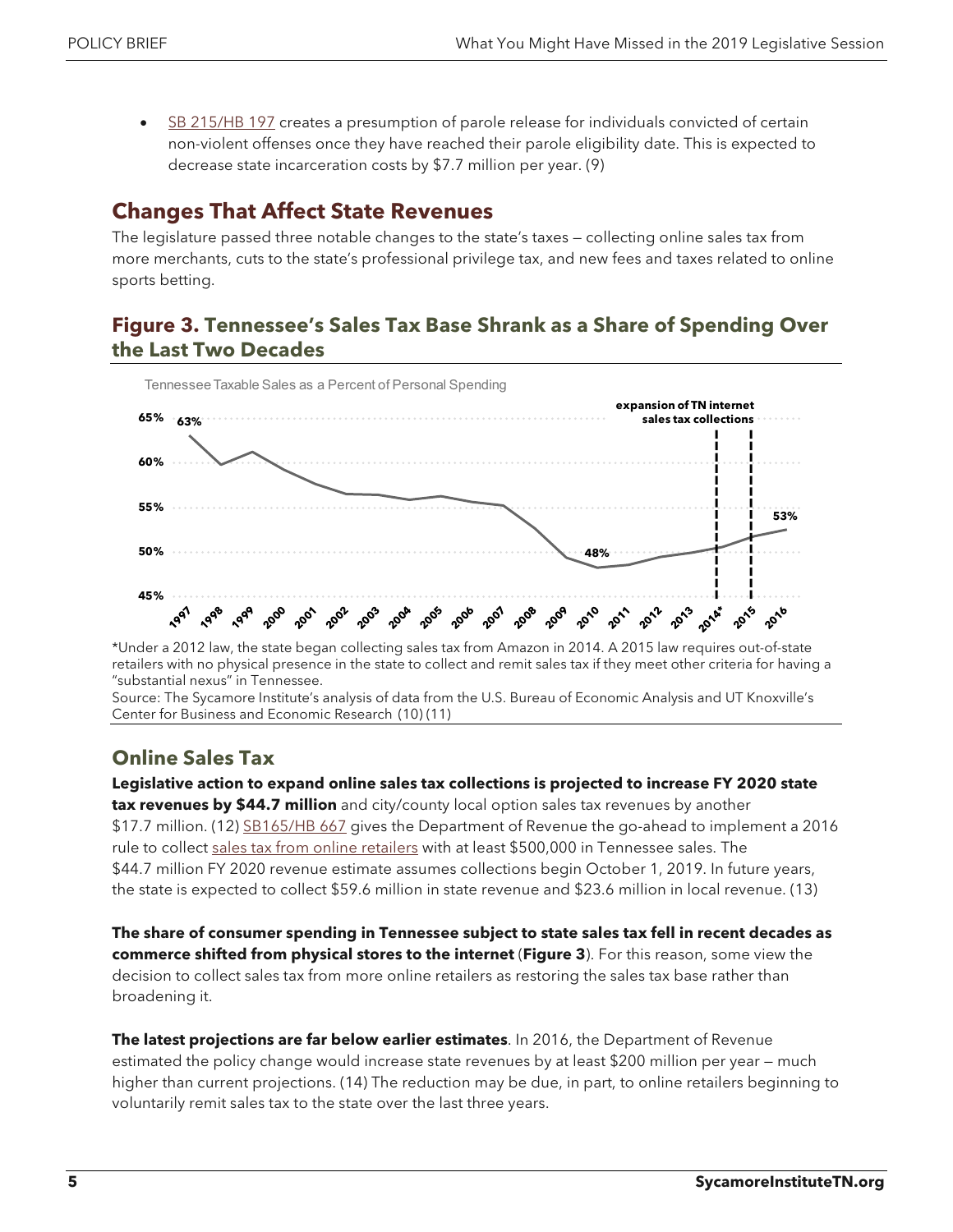- SB 215/HB 197 creates a presumption of parole release for individuals convicted of certain non-violent offenses once they have reached their parole eligibility date. This is expected to decrease state incarceration costs by $7.7 million per year. (9)

## Changes That Affect State Revenues

The legislature passed three notable changes to the state's taxes — collecting online sales tax from more merchants, cuts to the state's professional privilege tax, and new fees and taxes related to online sports betting.

### Figure 3. Tennessee's Sales Tax Base Shrank as a Share of Spending Over the Last Two Decades

Tennessee Taxable Sales as a Percent of Personal Spending

*Under a 2012 law, the state began collecting sales tax from Amazon in 2014. A 2015 law requires out-of-state retailers with no physical presence in the state to collect and remit sales tax if they meet other criteria for having a "substantial nexus" in Tennessee.

Source: The Sycamore Institute's analysis of data from the U.S. Bureau of Economic Analysis and UT Knoxville's Center for Business and Economic Research (10) (11)

## Online Sales Tax

**Legislative action to expand online sales tax collections is projected to increase FY 2020 state tax revenues by $44.7 million** and city/county local option sales tax revenues by another $17.7 million. (12) SB165/HB 667 gives the Department of Revenue the go-ahead to implement a 2016 rule to collect sales tax from online retailers with at least $500,000 in Tennessee sales. The $44.7 million FY 2020 revenue estimate assumes collections begin October 1, 2019. In future years, the state is expected to collect $59.6 million in state revenue and $23.6 million in local revenue. (13)

**The share of consumer spending in Tennessee subject to state sales tax fell in recent decades as commerce shifted from physical stores to the internet** (**Figure 3**). For this reason, some view the decision to collect sales tax from more online retailers as restoring the sales tax base rather than broadening it.

**The latest projections are far below earlier estimates**. In 2016, the Department of Revenue estimated the policy change would increase state revenues by at least $200 million per year — much higher than current projections. (14) The reduction may be due, in part, to online retailers beginning to voluntarily remit sales tax to the state over the last three years.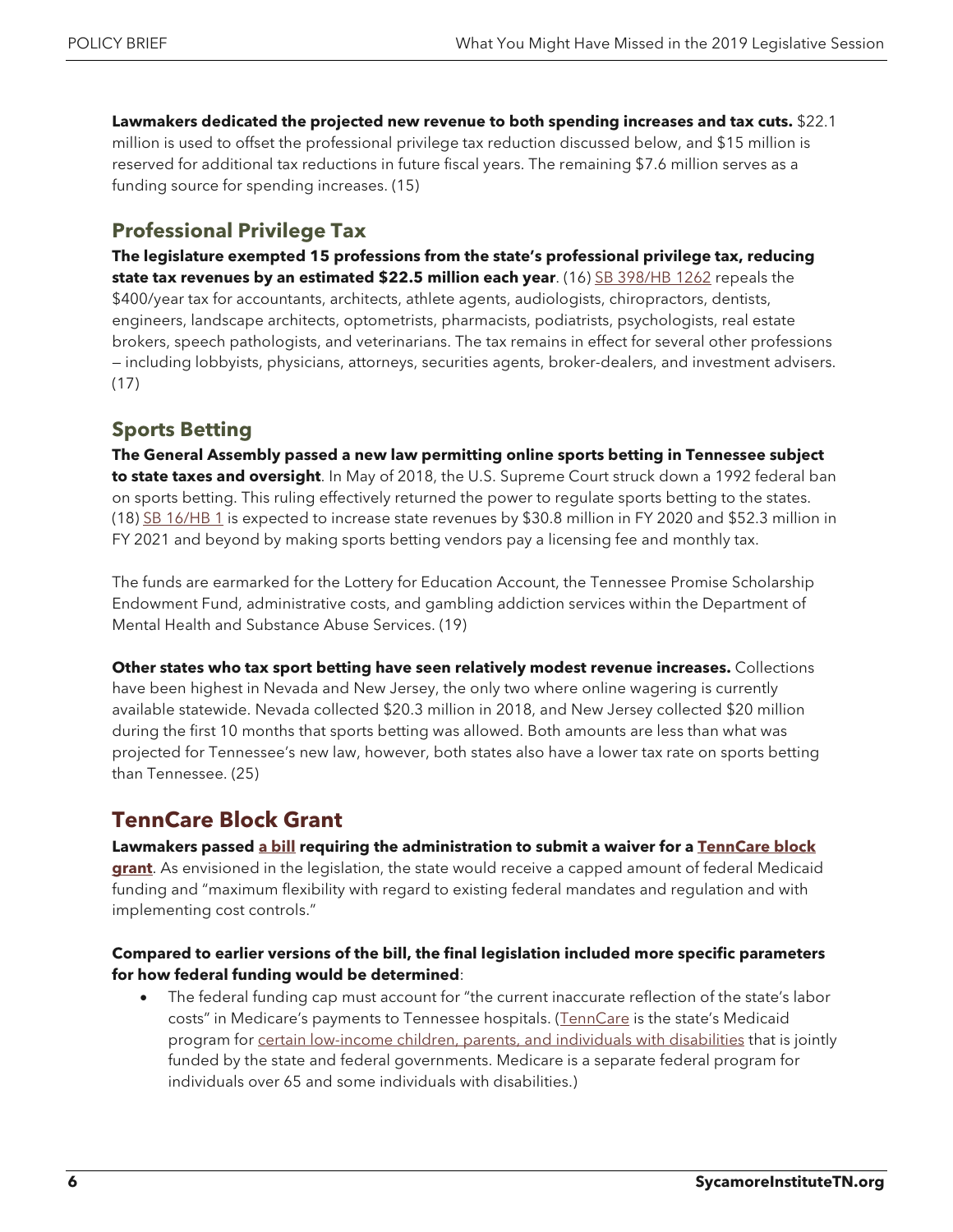**Lawmakers dedicated the projected new revenue to both spending increases and tax cuts.** $22.1 million is used to offset the professional privilege tax reduction discussed below, and $15 million is reserved for additional tax reductions in future fiscal years. The remaining $7.6 million serves as a funding source for spending increases. (15)

## Professional Privilege Tax

**The legislature exempted 15 professions from the state's professional privilege tax, reducing state tax revenues by an estimated $22.5 million each year**. (16) SB 398/HB 1262 repeals the $400/year tax for accountants, architects, athlete agents, audiologists, chiropractors, dentists, engineers, landscape architects, optometrists, pharmacists, podiatrists, psychologists, real estate brokers, speech pathologists, and veterinarians. The tax remains in effect for several other professions — including lobbyists, physicians, attorneys, securities agents, broker-dealers, and investment advisers. (17)

## Sports Betting

**The General Assembly passed a new law permitting online sports betting in Tennessee subject to state taxes and oversight**. In May of 2018, the U.S. Supreme Court struck down a 1992 federal ban on sports betting. This ruling effectively returned the power to regulate sports betting to the states. (18) SB 16/HB 1 is expected to increase state revenues by $30.8 million in FY 2020 and $52.3 million in FY 2021 and beyond by making sports betting vendors pay a licensing fee and monthly tax.

The funds are earmarked for the Lottery for Education Account, the Tennessee Promise Scholarship Endowment Fund, administrative costs, and gambling addiction services within the Department of Mental Health and Substance Abuse Services. (19)

**Other states who tax sport betting have seen relatively modest revenue increases.** Collections have been highest in Nevada and New Jersey, the only two where online wagering is currently available statewide. Nevada collected $20.3 million in 2018, and New Jersey collected $20 million during the first 10 months that sports betting was allowed. Both amounts are less than what was projected for Tennessee's new law, however, both states also have a lower tax rate on sports betting than Tennessee. (25)

## TennCare Block Grant

**Lawmakers passed a bill requiring the administration to submit a waiver for a TennCare block grant**. As envisioned in the legislation, the state would receive a capped amount of federal Medicaid funding and "maximum flexibility with regard to existing federal mandates and regulation and with implementing cost controls."

**Compared to earlier versions of the bill, the final legislation included more specific parameters for how federal funding would be determined**:

- The federal funding cap must account for "the current inaccurate reflection of the state's labor costs" in Medicare's payments to Tennessee hospitals. (TennCare is the state's Medicaid program for certain low-income children, parents, and individuals with disabilities that is jointly funded by the state and federal governments. Medicare is a separate federal program for individuals over 65 and some individuals with disabilities.)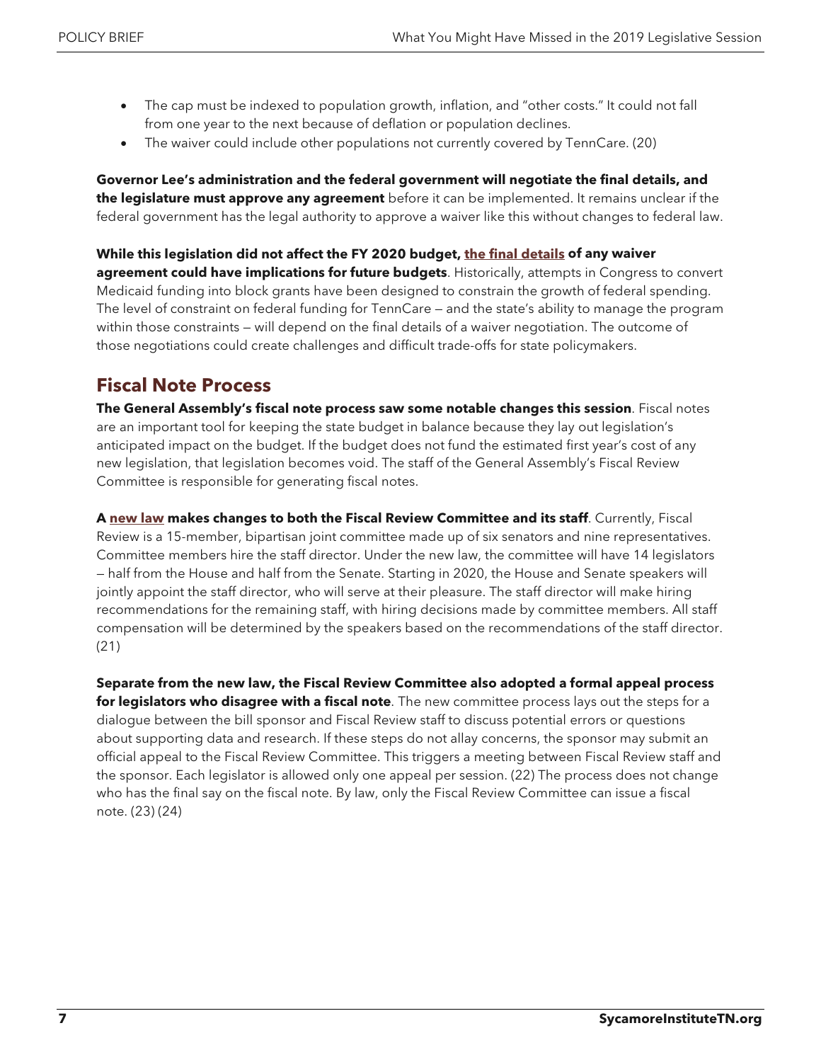- The cap must be indexed to population growth, inflation, and "other costs." It could not fall from one year to the next because of deflation or population declines.
- The waiver could include other populations not currently covered by TennCare. (20)

**Governor Lee's administration and the federal government will negotiate the final details, and the legislature must approve any agreement** before it can be implemented. It remains unclear if the federal government has the legal authority to approve a waiver like this without changes to federal law.

**While this legislation did not affect the FY 2020 budget, the final details of any waiver agreement could have implications for future budgets**. Historically, attempts in Congress to convert Medicaid funding into block grants have been designed to constrain the growth of federal spending. The level of constraint on federal funding for TennCare — and the state's ability to manage the program within those constraints — will depend on the final details of a waiver negotiation. The outcome of those negotiations could create challenges and difficult trade-offs for state policymakers.

## Fiscal Note Process

**The General Assembly's fiscal note process saw some notable changes this session**. Fiscal notes are an important tool for keeping the state budget in balance because they lay out legislation's anticipated impact on the budget. If the budget does not fund the estimated first year's cost of any new legislation, that legislation becomes void. The staff of the General Assembly's Fiscal Review Committee is responsible for generating fiscal notes.

**A new law makes changes to both the Fiscal Review Committee and its staff**. Currently, Fiscal Review is a 15-member, bipartisan joint committee made up of six senators and nine representatives. Committee members hire the staff director. Under the new law, the committee will have 14 legislators — half from the House and half from the Senate. Starting in 2020, the House and Senate speakers will jointly appoint the staff director, who will serve at their pleasure. The staff director will make hiring recommendations for the remaining staff, with hiring decisions made by committee members. All staff compensation will be determined by the speakers based on the recommendations of the staff director. (21)

**Separate from the new law, the Fiscal Review Committee also adopted a formal appeal process for legislators who disagree with a fiscal note**. The new committee process lays out the steps for a dialogue between the bill sponsor and Fiscal Review staff to discuss potential errors or questions about supporting data and research. If these steps do not allay concerns, the sponsor may submit an official appeal to the Fiscal Review Committee. This triggers a meeting between Fiscal Review staff and the sponsor. Each legislator is allowed only one appeal per session. (22) The process does not change who has the final say on the fiscal note. By law, only the Fiscal Review Committee can issue a fiscal note. (23) (24)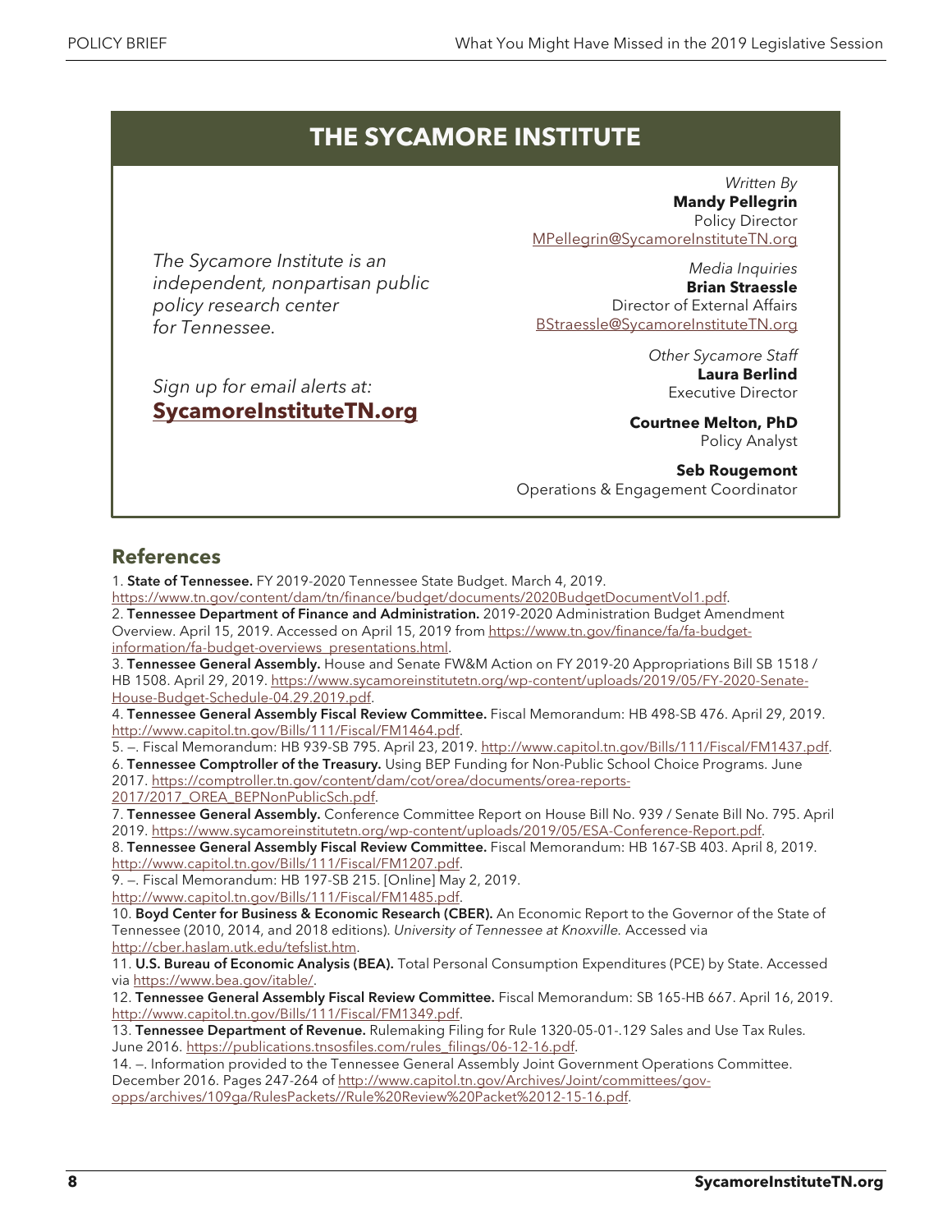## THE SYCAMORE INSTITUTE

*The Sycamore Institute is an independent, nonpartisan public policy research center for Tennessee.*

*Sign up for email alerts at:*
**SycamoreInstituteTN.org**

*Written By*
**Mandy Pellegrin**
Policy Director
MPellegrin@SycamoreInstituteTN.org

*Media Inquiries*
**Brian Straessle**
Director of External Affairs
BStraessle@SycamoreInstituteTN.org

*Other Sycamore Staff*
**Laura Berlind**
Executive Director

**Courtnee Melton, PhD**
Policy Analyst

**Seb Rougemont**
Operations & Engagement Coordinator

## References

1. **State of Tennessee.** FY 2019-2020 Tennessee State Budget. March 4, 2019. https://www.tn.gov/content/dam/tn/finance/budget/documents/2020BudgetDocumentVol1.pdf.
2. **Tennessee Department of Finance and Administration.** 2019-2020 Administration Budget Amendment Overview. April 15, 2019. Accessed on April 15, 2019 from https://www.tn.gov/finance/fa/fa-budget-information/fa-budget-overviews_presentations.html.
3. **Tennessee General Assembly.** House and Senate FW&M Action on FY 2019-20 Appropriations Bill SB 1518 / HB 1508. April 29, 2019. https://www.sycamoreinstitutetn.org/wp-content/uploads/2019/05/FY-2020-Senate-House-Budget-Schedule-04.29.2019.pdf.
4. **Tennessee General Assembly Fiscal Review Committee.** Fiscal Memorandum: HB 498-SB 476. April 29, 2019. http://www.capitol.tn.gov/Bills/111/Fiscal/FM1464.pdf.
5. —. Fiscal Memorandum: HB 939-SB 795. April 23, 2019. http://www.capitol.tn.gov/Bills/111/Fiscal/FM1437.pdf.
6. **Tennessee Comptroller of the Treasury.** Using BEP Funding for Non-Public School Choice Programs. June 2017. https://comptroller.tn.gov/content/dam/cot/orea/documents/orea-reports-2017/2017_OREA_BEPNonPublicSch.pdf.
7. **Tennessee General Assembly.** Conference Committee Report on House Bill No. 939 / Senate Bill No. 795. April 2019. https://www.sycamoreinstitutetn.org/wp-content/uploads/2019/05/ESA-Conference-Report.pdf.
8. **Tennessee General Assembly Fiscal Review Committee.** Fiscal Memorandum: HB 167-SB 403. April 8, 2019. http://www.capitol.tn.gov/Bills/111/Fiscal/FM1207.pdf.
9. —. Fiscal Memorandum: HB 197-SB 215. [Online] May 2, 2019. http://www.capitol.tn.gov/Bills/111/Fiscal/FM1485.pdf.
10. **Boyd Center for Business & Economic Research (CBER).** An Economic Report to the Governor of the State of Tennessee (2010, 2014, and 2018 editions). *University of Tennessee at Knoxville.* Accessed via http://cber.haslam.utk.edu/tefslist.htm.
11. **U.S. Bureau of Economic Analysis (BEA).** Total Personal Consumption Expenditures (PCE) by State. Accessed via https://www.bea.gov/itable/.
12. **Tennessee General Assembly Fiscal Review Committee.** Fiscal Memorandum: SB 165-HB 667. April 16, 2019. http://www.capitol.tn.gov/Bills/111/Fiscal/FM1349.pdf.
13. **Tennessee Department of Revenue.** Rulemaking Filing for Rule 1320-05-01-.129 Sales and Use Tax Rules. June 2016. https://publications.tnsosfiles.com/rules_filings/06-12-16.pdf.
14. —. Information provided to the Tennessee General Assembly Joint Government Operations Committee. December 2016. Pages 247-264 of http://www.capitol.tn.gov/Archives/Joint/committees/gov-opps/archives/109ga/RulesPackets//Rule%20Review%20Packet%2012-15-16.pdf.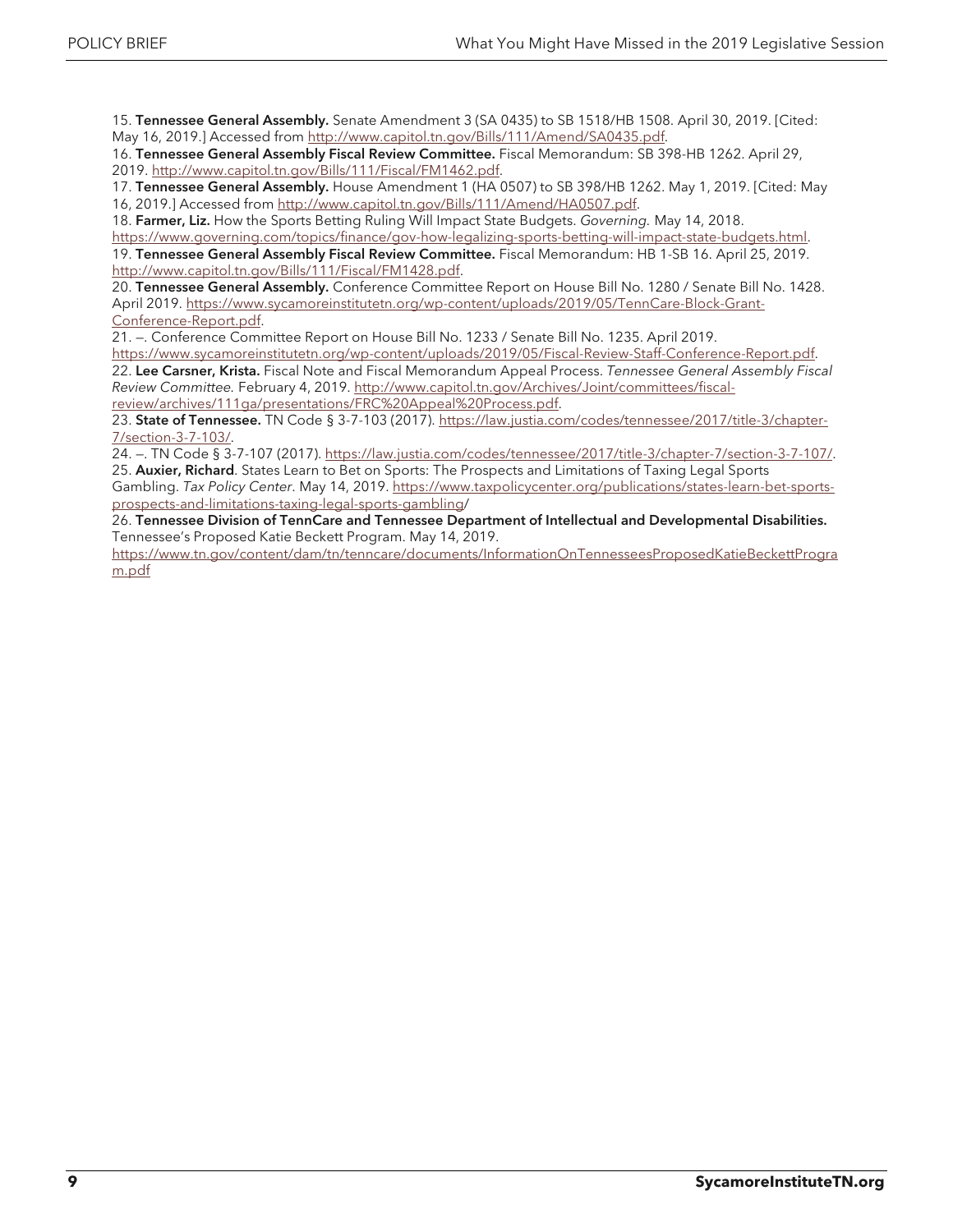15. **Tennessee General Assembly.** Senate Amendment 3 (SA 0435) to SB 1518/HB 1508. April 30, 2019. [Cited: May 16, 2019.] Accessed from http://www.capitol.tn.gov/Bills/111/Amend/SA0435.pdf.

16. **Tennessee General Assembly Fiscal Review Committee.** Fiscal Memorandum: SB 398-HB 1262. April 29, 2019. http://www.capitol.tn.gov/Bills/111/Fiscal/FM1462.pdf.

17. **Tennessee General Assembly.** House Amendment 1 (HA 0507) to SB 398/HB 1262. May 1, 2019. [Cited: May 16, 2019.] Accessed from http://www.capitol.tn.gov/Bills/111/Amend/HA0507.pdf.

18. **Farmer, Liz.** How the Sports Betting Ruling Will Impact State Budgets. *Governing.* May 14, 2018. https://www.governing.com/topics/finance/gov-how-legalizing-sports-betting-will-impact-state-budgets.html.

19. **Tennessee General Assembly Fiscal Review Committee.** Fiscal Memorandum: HB 1-SB 16. April 25, 2019. http://www.capitol.tn.gov/Bills/111/Fiscal/FM1428.pdf.

20. **Tennessee General Assembly.** Conference Committee Report on House Bill No. 1280 / Senate Bill No. 1428. April 2019. https://www.sycamoreinstitutetn.org/wp-content/uploads/2019/05/TennCare-Block-Grant-Conference-Report.pdf.

21. —. Conference Committee Report on House Bill No. 1233 / Senate Bill No. 1235. April 2019. https://www.sycamoreinstitutetn.org/wp-content/uploads/2019/05/Fiscal-Review-Staff-Conference-Report.pdf.

22. **Lee Carsner, Krista.** Fiscal Note and Fiscal Memorandum Appeal Process. *Tennessee General Assembly Fiscal Review Committee.* February 4, 2019. http://www.capitol.tn.gov/Archives/Joint/committees/fiscal-review/archives/111ga/presentations/FRC%20Appeal%20Process.pdf.

23. **State of Tennessee.** TN Code § 3-7-103 (2017). https://law.justia.com/codes/tennessee/2017/title-3/chapter-7/section-3-7-103/.

24. —. TN Code § 3-7-107 (2017). https://law.justia.com/codes/tennessee/2017/title-3/chapter-7/section-3-7-107/.

25. **Auxier, Richard**. States Learn to Bet on Sports: The Prospects and Limitations of Taxing Legal Sports Gambling. *Tax Policy Center*. May 14, 2019. https://www.taxpolicycenter.org/publications/states-learn-bet-sports-prospects-and-limitations-taxing-legal-sports-gambling/

26. **Tennessee Division of TennCare and Tennessee Department of Intellectual and Developmental Disabilities.** Tennessee's Proposed Katie Beckett Program. May 14, 2019. https://www.tn.gov/content/dam/tn/tenncare/documents/InformationOnTennesseesProposedKatieBeckettProgram.pdf